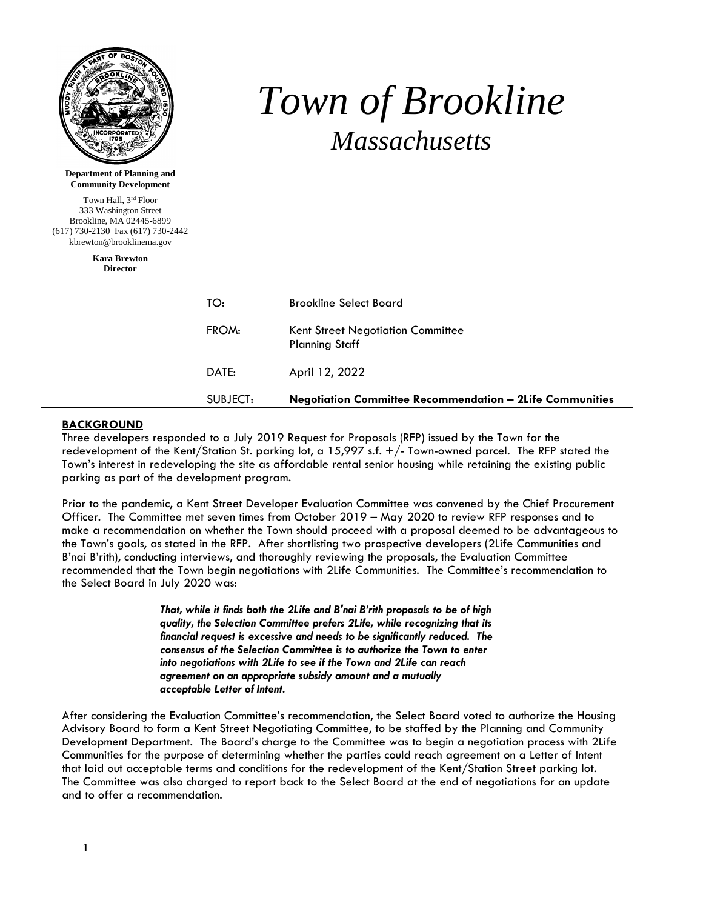# Town of Brookline

## Massachusetts

**Department of Planning and Community Development**

Town Hall, 3rd Floor
333 Washington Street
Brookline, MA 02445-6899
(617) 730-2130 Fax (617) 730-2442
kbrewton@brooklinema.gov

**Kara Brewton**
**Director**

| | |
|---|---|
| TO: | Brookline Select Board |
| FROM: | Kent Street Negotiation Committee<br>Planning Staff |
| DATE: | April 12, 2022 |
| SUBJECT: | **Negotiation Committee Recommendation – 2Life Communities** |

## BACKGROUND

Three developers responded to a July 2019 Request for Proposals (RFP) issued by the Town for the redevelopment of the Kent/Station St. parking lot, a 15,997 s.f. +/- Town-owned parcel. The RFP stated the Town's interest in redeveloping the site as affordable rental senior housing while retaining the existing public parking as part of the development program.

Prior to the pandemic, a Kent Street Developer Evaluation Committee was convened by the Chief Procurement Officer. The Committee met seven times from October 2019 – May 2020 to review RFP responses and to make a recommendation on whether the Town should proceed with a proposal deemed to be advantageous to the Town's goals, as stated in the RFP. After shortlisting two prospective developers (2Life Communities and B'nai B'rith), conducting interviews, and thoroughly reviewing the proposals, the Evaluation Committee recommended that the Town begin negotiations with 2Life Communities. The Committee's recommendation to the Select Board in July 2020 was:

> ***That, while it finds both the 2Life and B'nai B'rith proposals to be of high quality, the Selection Committee prefers 2Life, while recognizing that its financial request is excessive and needs to be significantly reduced. The consensus of the Selection Committee is to authorize the Town to enter into negotiations with 2Life to see if the Town and 2Life can reach agreement on an appropriate subsidy amount and a mutually acceptable Letter of Intent.***

After considering the Evaluation Committee's recommendation, the Select Board voted to authorize the Housing Advisory Board to form a Kent Street Negotiating Committee, to be staffed by the Planning and Community Development Department. The Board's charge to the Committee was to begin a negotiation process with 2Life Communities for the purpose of determining whether the parties could reach agreement on a Letter of Intent that laid out acceptable terms and conditions for the redevelopment of the Kent/Station Street parking lot. The Committee was also charged to report back to the Select Board at the end of negotiations for an update and to offer a recommendation.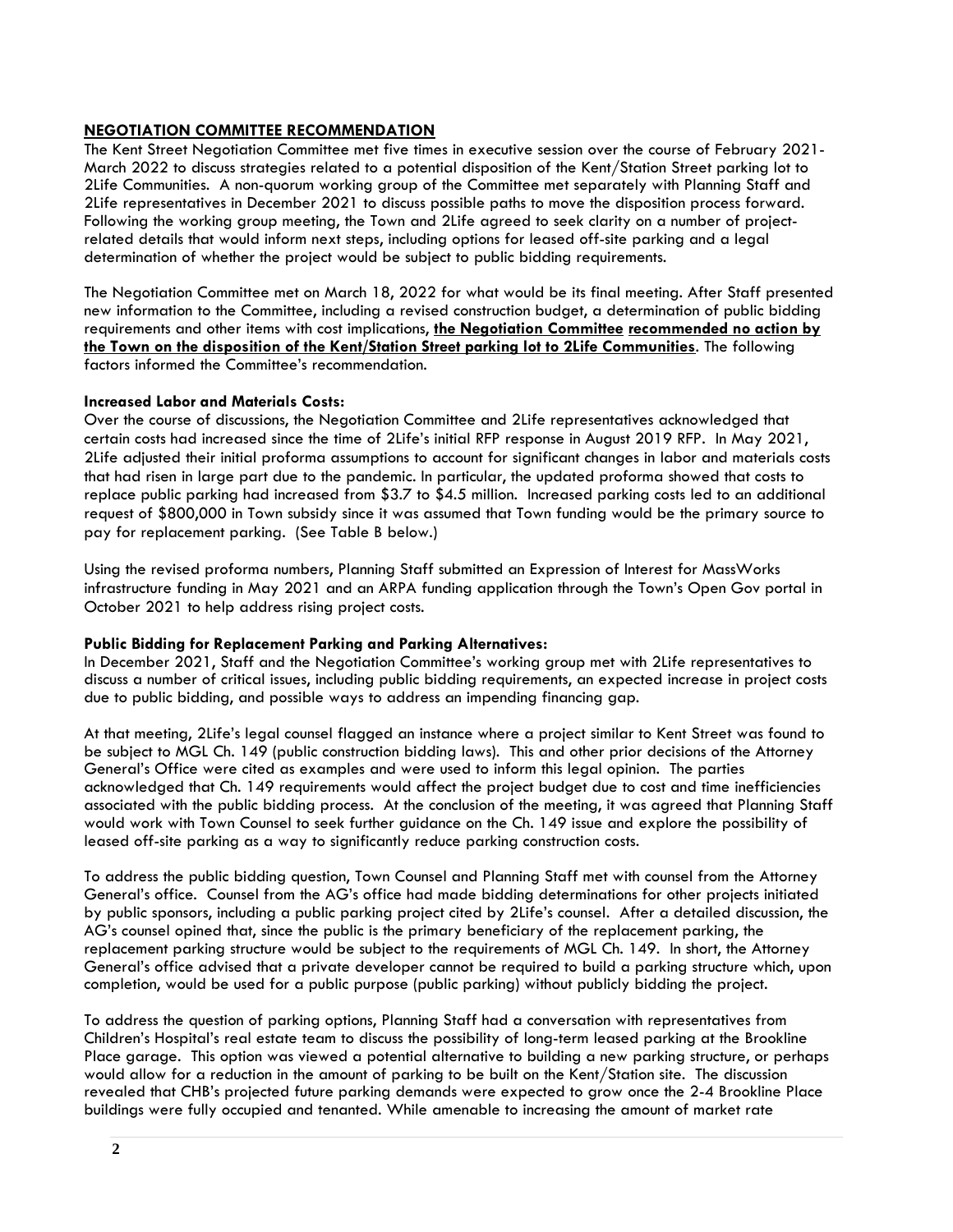## NEGOTIATION COMMITTEE RECOMMENDATION

The Kent Street Negotiation Committee met five times in executive session over the course of February 2021-March 2022 to discuss strategies related to a potential disposition of the Kent/Station Street parking lot to 2Life Communities. A non-quorum working group of the Committee met separately with Planning Staff and 2Life representatives in December 2021 to discuss possible paths to move the disposition process forward. Following the working group meeting, the Town and 2Life agreed to seek clarity on a number of project-related details that would inform next steps, including options for leased off-site parking and a legal determination of whether the project would be subject to public bidding requirements.

The Negotiation Committee met on March 18, 2022 for what would be its final meeting. After Staff presented new information to the Committee, including a revised construction budget, a determination of public bidding requirements and other items with cost implications, **the Negotiation Committee recommended no action by the Town on the disposition of the Kent/Station Street parking lot to 2Life Communities**. The following factors informed the Committee's recommendation.

**Increased Labor and Materials Costs:**

Over the course of discussions, the Negotiation Committee and 2Life representatives acknowledged that certain costs had increased since the time of 2Life's initial RFP response in August 2019 RFP. In May 2021, 2Life adjusted their initial proforma assumptions to account for significant changes in labor and materials costs that had risen in large part due to the pandemic. In particular, the updated proforma showed that costs to replace public parking had increased from $3.7 to $4.5 million. Increased parking costs led to an additional request of $800,000 in Town subsidy since it was assumed that Town funding would be the primary source to pay for replacement parking. (See Table B below.)

Using the revised proforma numbers, Planning Staff submitted an Expression of Interest for MassWorks infrastructure funding in May 2021 and an ARPA funding application through the Town's Open Gov portal in October 2021 to help address rising project costs.

**Public Bidding for Replacement Parking and Parking Alternatives:**

In December 2021, Staff and the Negotiation Committee's working group met with 2Life representatives to discuss a number of critical issues, including public bidding requirements, an expected increase in project costs due to public bidding, and possible ways to address an impending financing gap.

At that meeting, 2Life's legal counsel flagged an instance where a project similar to Kent Street was found to be subject to MGL Ch. 149 (public construction bidding laws). This and other prior decisions of the Attorney General's Office were cited as examples and were used to inform this legal opinion. The parties acknowledged that Ch. 149 requirements would affect the project budget due to cost and time inefficiencies associated with the public bidding process. At the conclusion of the meeting, it was agreed that Planning Staff would work with Town Counsel to seek further guidance on the Ch. 149 issue and explore the possibility of leased off-site parking as a way to significantly reduce parking construction costs.

To address the public bidding question, Town Counsel and Planning Staff met with counsel from the Attorney General's office. Counsel from the AG's office had made bidding determinations for other projects initiated by public sponsors, including a public parking project cited by 2Life's counsel. After a detailed discussion, the AG's counsel opined that, since the public is the primary beneficiary of the replacement parking, the replacement parking structure would be subject to the requirements of MGL Ch. 149. In short, the Attorney General's office advised that a private developer cannot be required to build a parking structure which, upon completion, would be used for a public purpose (public parking) without publicly bidding the project.

To address the question of parking options, Planning Staff had a conversation with representatives from Children's Hospital's real estate team to discuss the possibility of long-term leased parking at the Brookline Place garage. This option was viewed a potential alternative to building a new parking structure, or perhaps would allow for a reduction in the amount of parking to be built on the Kent/Station site. The discussion revealed that CHB's projected future parking demands were expected to grow once the 2-4 Brookline Place buildings were fully occupied and tenanted. While amenable to increasing the amount of market rate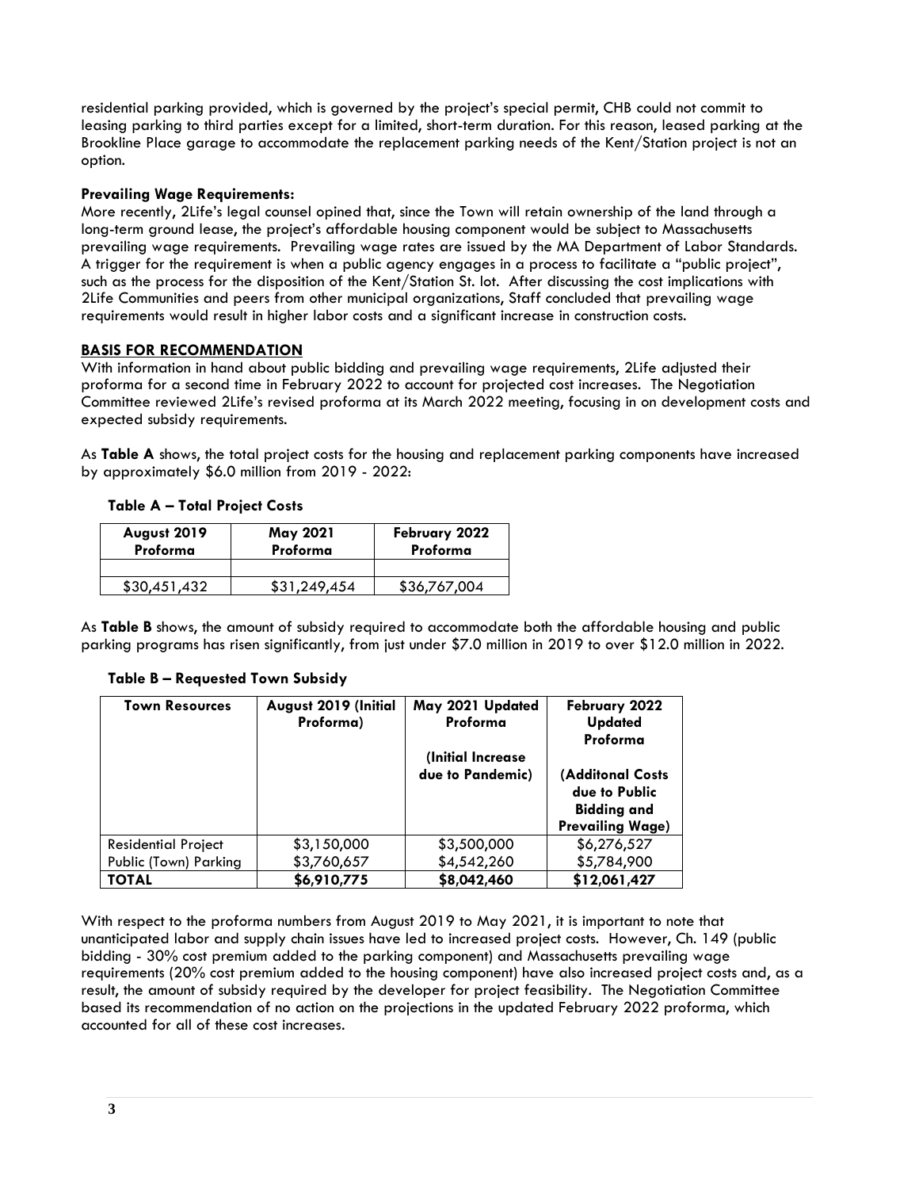residential parking provided, which is governed by the project's special permit, CHB could not commit to leasing parking to third parties except for a limited, short-term duration. For this reason, leased parking at the Brookline Place garage to accommodate the replacement parking needs of the Kent/Station project is not an option.

**Prevailing Wage Requirements:**
More recently, 2Life's legal counsel opined that, since the Town will retain ownership of the land through a long-term ground lease, the project's affordable housing component would be subject to Massachusetts prevailing wage requirements. Prevailing wage rates are issued by the MA Department of Labor Standards. A trigger for the requirement is when a public agency engages in a process to facilitate a "public project", such as the process for the disposition of the Kent/Station St. lot. After discussing the cost implications with 2Life Communities and peers from other municipal organizations, Staff concluded that prevailing wage requirements would result in higher labor costs and a significant increase in construction costs.

**BASIS FOR RECOMMENDATION**

With information in hand about public bidding and prevailing wage requirements, 2Life adjusted their proforma for a second time in February 2022 to account for projected cost increases. The Negotiation Committee reviewed 2Life's revised proforma at its March 2022 meeting, focusing in on development costs and expected subsidy requirements.

As **Table A** shows, the total project costs for the housing and replacement parking components have increased by approximately $6.0 million from 2019 - 2022:

**Table A – Total Project Costs**

| August 2019 Proforma | May 2021 Proforma | February 2022 Proforma |
|---|---|---|
| | | |
| $30,451,432 | $31,249,454 | $36,767,004 |

As **Table B** shows, the amount of subsidy required to accommodate both the affordable housing and public parking programs has risen significantly, from just under $7.0 million in 2019 to over $12.0 million in 2022.

**Table B – Requested Town Subsidy**

| Town Resources | August 2019 (Initial Proforma) | May 2021 Updated Proforma (Initial Increase due to Pandemic) | February 2022 Updated Proforma (Additonal Costs due to Public Bidding and Prevailing Wage) |
|---|---|---|---|
| Residential Project | $3,150,000 | $3,500,000 | $6,276,527 |
| Public (Town) Parking | $3,760,657 | $4,542,260 | $5,784,900 |
| **TOTAL** | **$6,910,775** | **$8,042,460** | **$12,061,427** |

With respect to the proforma numbers from August 2019 to May 2021, it is important to note that unanticipated labor and supply chain issues have led to increased project costs. However, Ch. 149 (public bidding - 30% cost premium added to the parking component) and Massachusetts prevailing wage requirements (20% cost premium added to the housing component) have also increased project costs and, as a result, the amount of subsidy required by the developer for project feasibility. The Negotiation Committee based its recommendation of no action on the projections in the updated February 2022 proforma, which accounted for all of these cost increases.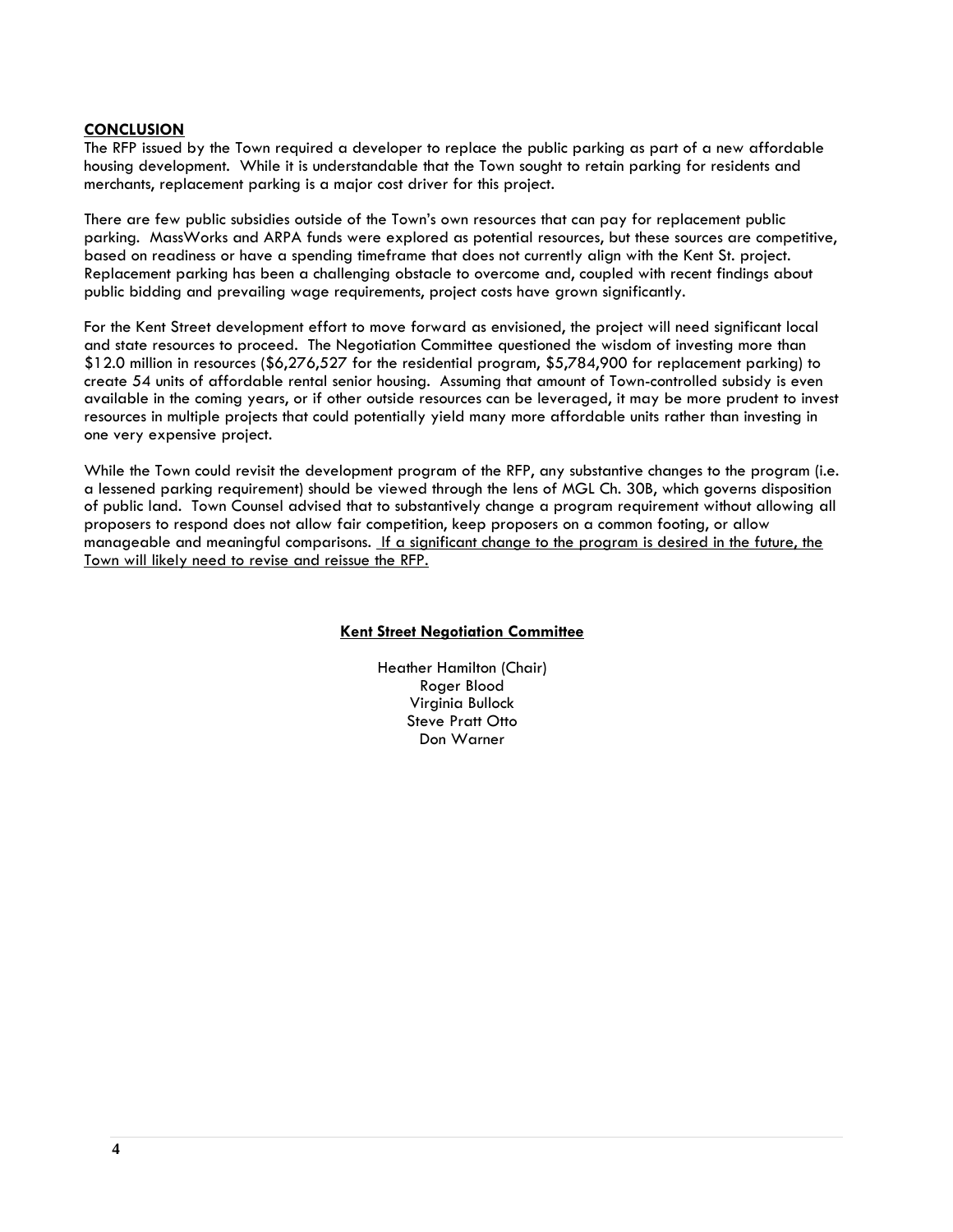## CONCLUSION

The RFP issued by the Town required a developer to replace the public parking as part of a new affordable housing development. While it is understandable that the Town sought to retain parking for residents and merchants, replacement parking is a major cost driver for this project.

There are few public subsidies outside of the Town's own resources that can pay for replacement public parking. MassWorks and ARPA funds were explored as potential resources, but these sources are competitive, based on readiness or have a spending timeframe that does not currently align with the Kent St. project. Replacement parking has been a challenging obstacle to overcome and, coupled with recent findings about public bidding and prevailing wage requirements, project costs have grown significantly.

For the Kent Street development effort to move forward as envisioned, the project will need significant local and state resources to proceed. The Negotiation Committee questioned the wisdom of investing more than $12.0 million in resources ($6,276,527 for the residential program, $5,784,900 for replacement parking) to create 54 units of affordable rental senior housing. Assuming that amount of Town-controlled subsidy is even available in the coming years, or if other outside resources can be leveraged, it may be more prudent to invest resources in multiple projects that could potentially yield many more affordable units rather than investing in one very expensive project.

While the Town could revisit the development program of the RFP, any substantive changes to the program (i.e. a lessened parking requirement) should be viewed through the lens of MGL Ch. 30B, which governs disposition of public land. Town Counsel advised that to substantively change a program requirement without allowing all proposers to respond does not allow fair competition, keep proposers on a common footing, or allow manageable and meaningful comparisons. If a significant change to the program is desired in the future, the Town will likely need to revise and reissue the RFP.

**Kent Street Negotiation Committee**

Heather Hamilton (Chair)
Roger Blood
Virginia Bullock
Steve Pratt Otto
Don Warner